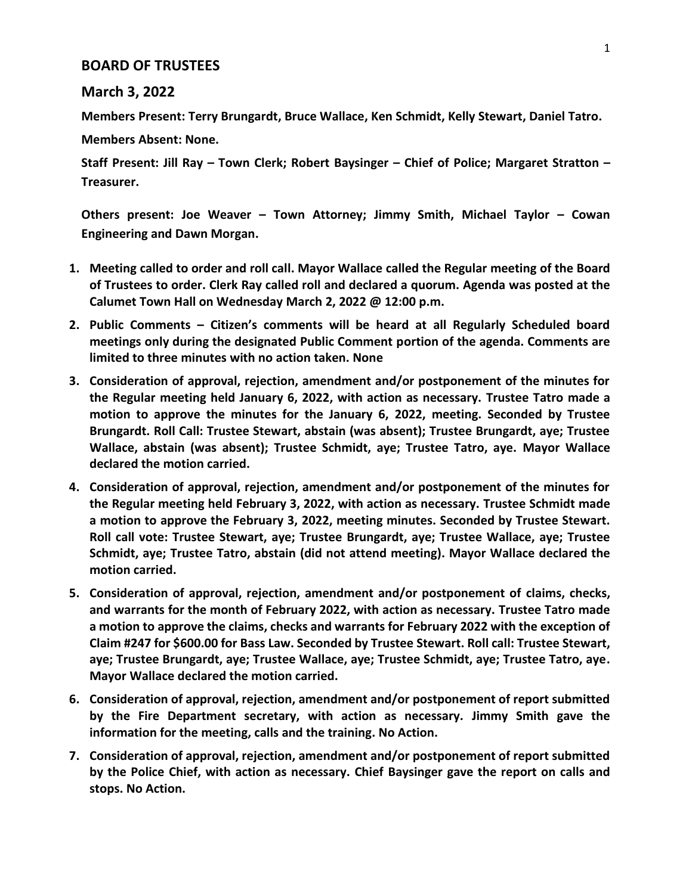# BOARD OF TRUSTEES

## March 3, 2022

**Members Present: Terry Brungardt, Bruce Wallace, Ken Schmidt, Kelly Stewart, Daniel Tatro.**

**Members Absent: None.**

**Staff Present: Jill Ray – Town Clerk; Robert Baysinger – Chief of Police; Margaret Stratton – Treasurer.**

**Others present: Joe Weaver – Town Attorney; Jimmy Smith, Michael Taylor – Cowan Engineering and Dawn Morgan.**

1. **Meeting called to order and roll call. Mayor Wallace called the Regular meeting of the Board of Trustees to order. Clerk Ray called roll and declared a quorum. Agenda was posted at the Calumet Town Hall on Wednesday March 2, 2022 @ 12:00 p.m.**
2. **Public Comments – Citizen's comments will be heard at all Regularly Scheduled board meetings only during the designated Public Comment portion of the agenda. Comments are limited to three minutes with no action taken. None**
3. **Consideration of approval, rejection, amendment and/or postponement of the minutes for the Regular meeting held January 6, 2022, with action as necessary. Trustee Tatro made a motion to approve the minutes for the January 6, 2022, meeting. Seconded by Trustee Brungardt. Roll Call: Trustee Stewart, abstain (was absent); Trustee Brungardt, aye; Trustee Wallace, abstain (was absent); Trustee Schmidt, aye; Trustee Tatro, aye. Mayor Wallace declared the motion carried.**
4. **Consideration of approval, rejection, amendment and/or postponement of the minutes for the Regular meeting held February 3, 2022, with action as necessary. Trustee Schmidt made a motion to approve the February 3, 2022, meeting minutes. Seconded by Trustee Stewart. Roll call vote: Trustee Stewart, aye; Trustee Brungardt, aye; Trustee Wallace, aye; Trustee Schmidt, aye; Trustee Tatro, abstain (did not attend meeting). Mayor Wallace declared the motion carried.**
5. **Consideration of approval, rejection, amendment and/or postponement of claims, checks, and warrants for the month of February 2022, with action as necessary. Trustee Tatro made a motion to approve the claims, checks and warrants for February 2022 with the exception of Claim #247 for $600.00 for Bass Law. Seconded by Trustee Stewart. Roll call: Trustee Stewart, aye; Trustee Brungardt, aye; Trustee Wallace, aye; Trustee Schmidt, aye; Trustee Tatro, aye. Mayor Wallace declared the motion carried.**
6. **Consideration of approval, rejection, amendment and/or postponement of report submitted by the Fire Department secretary, with action as necessary. Jimmy Smith gave the information for the meeting, calls and the training. No Action.**
7. **Consideration of approval, rejection, amendment and/or postponement of report submitted by the Police Chief, with action as necessary. Chief Baysinger gave the report on calls and stops. No Action.**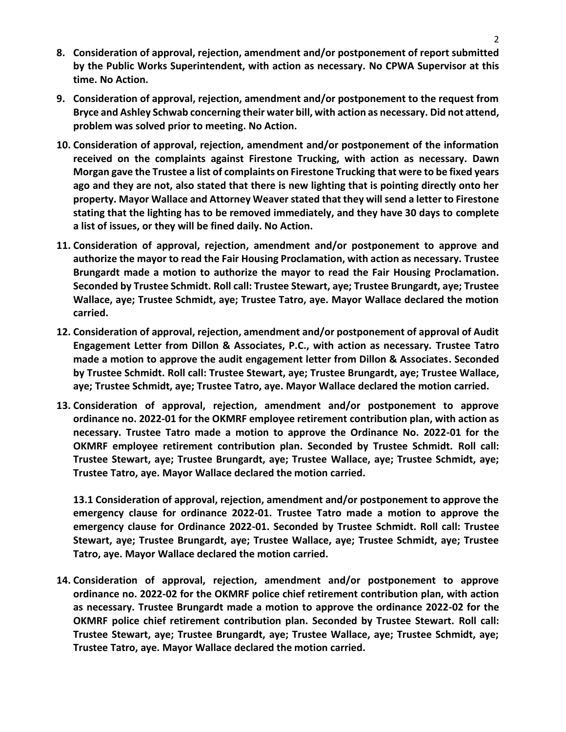8. **Consideration of approval, rejection, amendment and/or postponement of report submitted by the Public Works Superintendent, with action as necessary. No CPWA Supervisor at this time. No Action.**

9. **Consideration of approval, rejection, amendment and/or postponement to the request from Bryce and Ashley Schwab concerning their water bill, with action as necessary. Did not attend, problem was solved prior to meeting. No Action.**

10. **Consideration of approval, rejection, amendment and/or postponement of the information received on the complaints against Firestone Trucking, with action as necessary. Dawn Morgan gave the Trustee a list of complaints on Firestone Trucking that were to be fixed years ago and they are not, also stated that there is new lighting that is pointing directly onto her property. Mayor Wallace and Attorney Weaver stated that they will send a letter to Firestone stating that the lighting has to be removed immediately, and they have 30 days to complete a list of issues, or they will be fined daily. No Action.**

11. **Consideration of approval, rejection, amendment and/or postponement to approve and authorize the mayor to read the Fair Housing Proclamation, with action as necessary. Trustee Brungardt made a motion to authorize the mayor to read the Fair Housing Proclamation. Seconded by Trustee Schmidt. Roll call: Trustee Stewart, aye; Trustee Brungardt, aye; Trustee Wallace, aye; Trustee Schmidt, aye; Trustee Tatro, aye. Mayor Wallace declared the motion carried.**

12. **Consideration of approval, rejection, amendment and/or postponement of approval of Audit Engagement Letter from Dillon & Associates, P.C., with action as necessary. Trustee Tatro made a motion to approve the audit engagement letter from Dillon & Associates. Seconded by Trustee Schmidt. Roll call: Trustee Stewart, aye; Trustee Brungardt, aye; Trustee Wallace, aye; Trustee Schmidt, aye; Trustee Tatro, aye. Mayor Wallace declared the motion carried.**

13. **Consideration of approval, rejection, amendment and/or postponement to approve ordinance no. 2022-01 for the OKMRF employee retirement contribution plan, with action as necessary. Trustee Tatro made a motion to approve the Ordinance No. 2022-01 for the OKMRF employee retirement contribution plan. Seconded by Trustee Schmidt. Roll call: Trustee Stewart, aye; Trustee Brungardt, aye; Trustee Wallace, aye; Trustee Schmidt, aye; Trustee Tatro, aye. Mayor Wallace declared the motion carried.**

    **13.1 Consideration of approval, rejection, amendment and/or postponement to approve the emergency clause for ordinance 2022-01. Trustee Tatro made a motion to approve the emergency clause for Ordinance 2022-01. Seconded by Trustee Schmidt. Roll call: Trustee Stewart, aye; Trustee Brungardt, aye; Trustee Wallace, aye; Trustee Schmidt, aye; Trustee Tatro, aye. Mayor Wallace declared the motion carried.**

14. **Consideration of approval, rejection, amendment and/or postponement to approve ordinance no. 2022-02 for the OKMRF police chief retirement contribution plan, with action as necessary. Trustee Brungardt made a motion to approve the ordinance 2022-02 for the OKMRF police chief retirement contribution plan. Seconded by Trustee Stewart. Roll call: Trustee Stewart, aye; Trustee Brungardt, aye; Trustee Wallace, aye; Trustee Schmidt, aye; Trustee Tatro, aye. Mayor Wallace declared the motion carried.**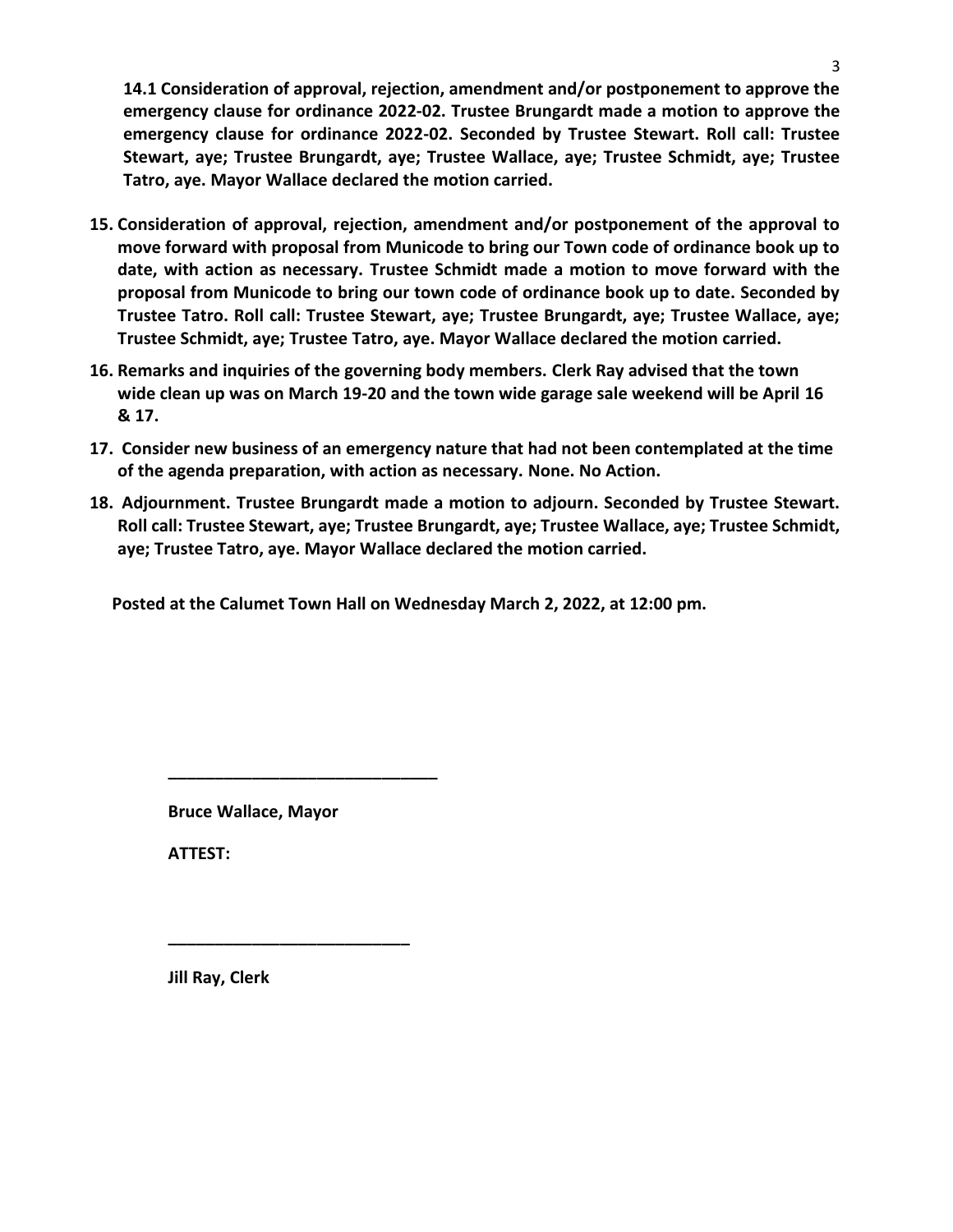**14.1 Consideration of approval, rejection, amendment and/or postponement to approve the emergency clause for ordinance 2022-02. Trustee Brungardt made a motion to approve the emergency clause for ordinance 2022-02. Seconded by Trustee Stewart. Roll call: Trustee Stewart, aye; Trustee Brungardt, aye; Trustee Wallace, aye; Trustee Schmidt, aye; Trustee Tatro, aye. Mayor Wallace declared the motion carried.**

15. **Consideration of approval, rejection, amendment and/or postponement of the approval to move forward with proposal from Municode to bring our Town code of ordinance book up to date, with action as necessary. Trustee Schmidt made a motion to move forward with the proposal from Municode to bring our town code of ordinance book up to date. Seconded by Trustee Tatro. Roll call: Trustee Stewart, aye; Trustee Brungardt, aye; Trustee Wallace, aye; Trustee Schmidt, aye; Trustee Tatro, aye. Mayor Wallace declared the motion carried.**
16. **Remarks and inquiries of the governing body members. Clerk Ray advised that the town wide clean up was on March 19-20 and the town wide garage sale weekend will be April 16 & 17.**
17. **Consider new business of an emergency nature that had not been contemplated at the time of the agenda preparation, with action as necessary. None. No Action.**
18. **Adjournment. Trustee Brungardt made a motion to adjourn. Seconded by Trustee Stewart. Roll call: Trustee Stewart, aye; Trustee Brungardt, aye; Trustee Wallace, aye; Trustee Schmidt, aye; Trustee Tatro, aye. Mayor Wallace declared the motion carried.**

**Posted at the Calumet Town Hall on Wednesday March 2, 2022, at 12:00 pm.**

______________________________

**Bruce Wallace, Mayor**

**ATTEST:**

___________________________

**Jill Ray, Clerk**